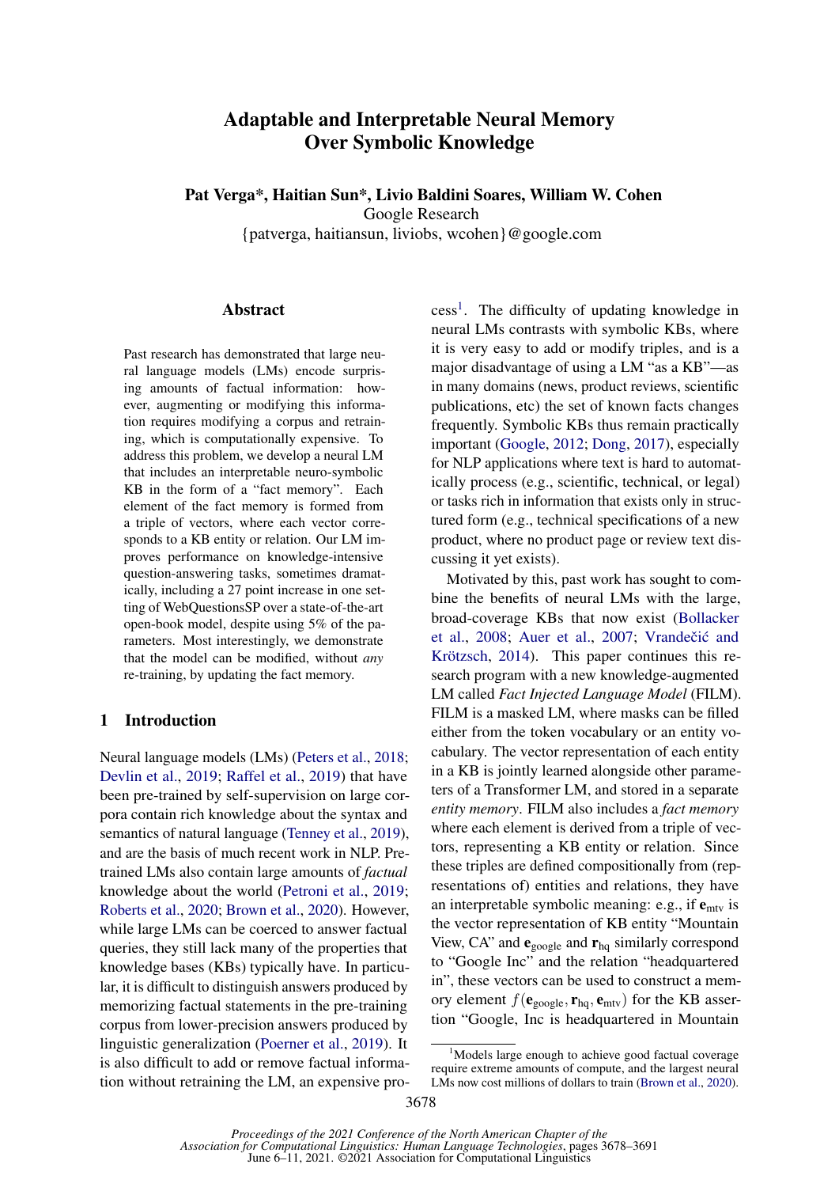# Adaptable and Interpretable Neural Memory Over Symbolic Knowledge

**Pat Verga\*, Haitian Sun\*, Livio Baldini Soares, William W. Cohen**
Google Research
{patverga, haitiansun, liviobs, wcohen}@google.com

## Abstract

Past research has demonstrated that large neural language models (LMs) encode surprising amounts of factual information: however, augmenting or modifying this information requires modifying a corpus and retraining, which is computationally expensive. To address this problem, we develop a neural LM that includes an interpretable neuro-symbolic KB in the form of a "fact memory". Each element of the fact memory is formed from a triple of vectors, where each vector corresponds to a KB entity or relation. Our LM improves performance on knowledge-intensive question-answering tasks, sometimes dramatically, including a 27 point increase in one setting of WebQuestionsSP over a state-of-the-art open-book model, despite using 5% of the parameters. Most interestingly, we demonstrate that the model can be modified, without *any* re-training, by updating the fact memory.

## 1 Introduction

Neural language models (LMs) (Peters et al., 2018; Devlin et al., 2019; Raffel et al., 2019) that have been pre-trained by self-supervision on large corpora contain rich knowledge about the syntax and semantics of natural language (Tenney et al., 2019), and are the basis of much recent work in NLP. Pretrained LMs also contain large amounts of *factual* knowledge about the world (Petroni et al., 2019; Roberts et al., 2020; Brown et al., 2020). However, while large LMs can be coerced to answer factual queries, they still lack many of the properties that knowledge bases (KBs) typically have. In particular, it is difficult to distinguish answers produced by memorizing factual statements in the pre-training corpus from lower-precision answers produced by linguistic generalization (Poerner et al., 2019). It is also difficult to add or remove factual information without retraining the LM, an expensive process[1]. The difficulty of updating knowledge in neural LMs contrasts with symbolic KBs, where it is very easy to add or modify triples, and is a major disadvantage of using a LM "as a KB"—as in many domains (news, product reviews, scientific publications, etc) the set of known facts changes frequently. Symbolic KBs thus remain practically important (Google, 2012; Dong, 2017), especially for NLP applications where text is hard to automatically process (e.g., scientific, technical, or legal) or tasks rich in information that exists only in structured form (e.g., technical specifications of a new product, where no product page or review text discussing it yet exists).

Motivated by this, past work has sought to combine the benefits of neural LMs with the large, broad-coverage KBs that now exist (Bollacker et al., 2008; Auer et al., 2007; Vrandečić and Krötzsch, 2014). This paper continues this research program with a new knowledge-augmented LM called *Fact Injected Language Model* (FILM). FILM is a masked LM, where masks can be filled either from the token vocabulary or an entity vocabulary. The vector representation of each entity in a KB is jointly learned alongside other parameters of a Transformer LM, and stored in a separate *entity memory*. FILM also includes a *fact memory* where each element is derived from a triple of vectors, representing a KB entity or relation. Since these triples are defined compositionally from (representations of) entities and relations, they have an interpretable symbolic meaning: e.g., if $\mathbf{e}_{\text{mtv}}$ is the vector representation of KB entity "Mountain View, CA" and $\mathbf{e}_{\text{google}}$ and $\mathbf{r}_{\text{hq}}$ similarly correspond to "Google Inc" and the relation "headquartered in", these vectors can be used to construct a memory element $f(\mathbf{e}_{\text{google}}, \mathbf{r}_{\text{hq}}, \mathbf{e}_{\text{mtv}})$ for the KB assertion "Google, Inc is headquartered in Mountain

[1] Models large enough to achieve good factual coverage require extreme amounts of compute, and the largest neural LMs now cost millions of dollars to train (Brown et al., 2020).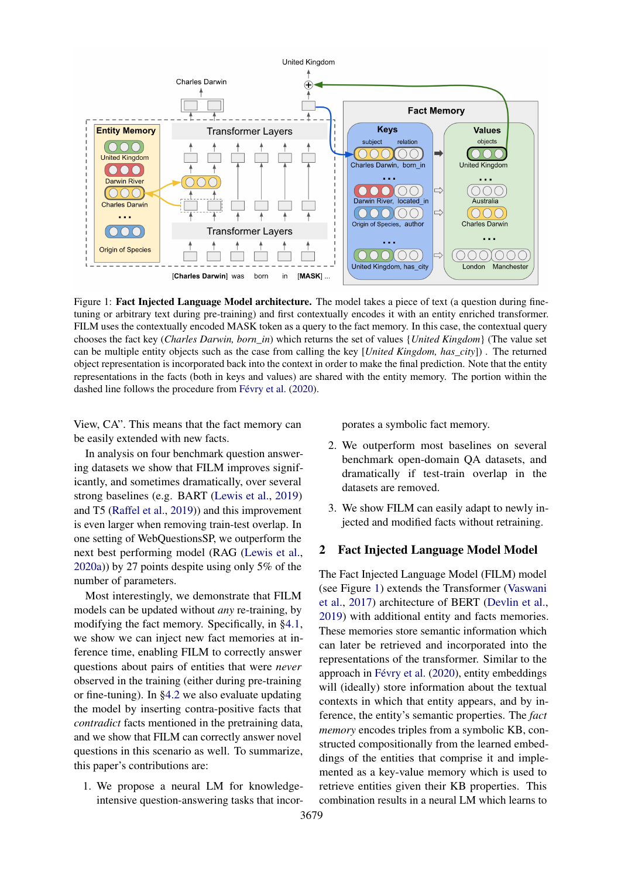Figure 1: **Fact Injected Language Model architecture.** The model takes a piece of text (a question during fine-tuning or arbitrary text during pre-training) and first contextually encodes it with an entity enriched transformer. FILM uses the contextually encoded MASK token as a query to the fact memory. In this case, the contextual query chooses the fact key (*Charles Darwin, born_in*) which returns the set of values {*United Kingdom*} (The value set can be multiple entity objects such as the case from calling the key [*United Kingdom, has_city*]) . The returned object representation is incorporated back into the context in order to make the final prediction. Note that the entity representations in the facts (both in keys and values) are shared with the entity memory. The portion within the dashed line follows the procedure from Févry et al. (2020).

View, CA". This means that the fact memory can be easily extended with new facts.

In analysis on four benchmark question answering datasets we show that FILM improves significantly, and sometimes dramatically, over several strong baselines (e.g. BART (Lewis et al., 2019) and T5 (Raffel et al., 2019)) and this improvement is even larger when removing train-test overlap. In one setting of WebQuestionsSP, we outperform the next best performing model (RAG (Lewis et al., 2020a)) by 27 points despite using only 5% of the number of parameters.

Most interestingly, we demonstrate that FILM models can be updated without *any* re-training, by modifying the fact memory. Specifically, in §4.1, we show we can inject new fact memories at inference time, enabling FILM to correctly answer questions about pairs of entities that were *never* observed in the training (either during pre-training or fine-tuning). In §4.2 we also evaluate updating the model by inserting contra-positive facts that *contradict* facts mentioned in the pretraining data, and we show that FILM can correctly answer novel questions in this scenario as well. To summarize, this paper's contributions are:

1. We propose a neural LM for knowledge-intensive question-answering tasks that incorporates a symbolic fact memory.
2. We outperform most baselines on several benchmark open-domain QA datasets, and dramatically if test-train overlap in the datasets are removed.
3. We show FILM can easily adapt to newly injected and modified facts without retraining.

## 2 Fact Injected Language Model Model

The Fact Injected Language Model (FILM) model (see Figure 1) extends the Transformer (Vaswani et al., 2017) architecture of BERT (Devlin et al., 2019) with additional entity and facts memories. These memories store semantic information which can later be retrieved and incorporated into the representations of the transformer. Similar to the approach in Févry et al. (2020), entity embeddings will (ideally) store information about the textual contexts in which that entity appears, and by inference, the entity's semantic properties. The *fact memory* encodes triples from a symbolic KB, constructed compositionally from the learned embeddings of the entities that comprise it and implemented as a key-value memory which is used to retrieve entities given their KB properties. This combination results in a neural LM which learns to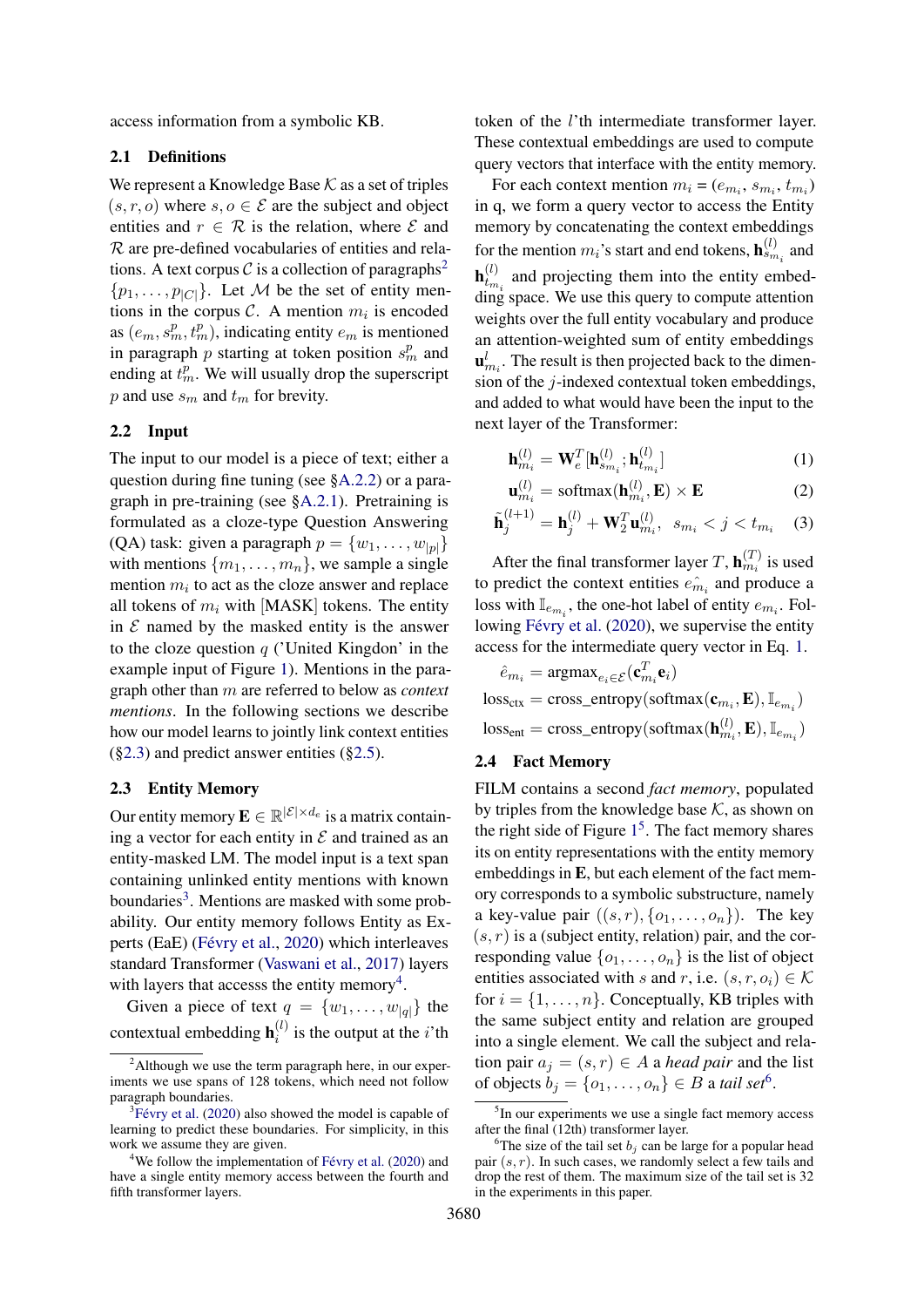access information from a symbolic KB.

## 2.1 Definitions

We represent a Knowledge Base $\mathcal{K}$ as a set of triples $(s, r, o)$ where $s, o \in \mathcal{E}$ are the subject and object entities and $r \in \mathcal{R}$ is the relation, where $\mathcal{E}$ and $\mathcal{R}$ are pre-defined vocabularies of entities and relations. A text corpus $\mathcal{C}$ is a collection of paragraphs[2] $\{p_1, \ldots, p_{|C|}\}$. Let $\mathcal{M}$ be the set of entity mentions in the corpus $\mathcal{C}$. A mention $m_i$ is encoded as $(e_m, s_m^p, t_m^p)$, indicating entity $e_m$ is mentioned in paragraph $p$ starting at token position $s_m^p$ and ending at $t_m^p$. We will usually drop the superscript $p$ and use $s_m$ and $t_m$ for brevity.

## 2.2 Input

The input to our model is a piece of text; either a question during fine tuning (see §A.2.2) or a paragraph in pre-training (see §A.2.1). Pretraining is formulated as a cloze-type Question Answering (QA) task: given a paragraph $p = \{w_1, \ldots, w_{|p|}\}$ with mentions $\{m_1, \ldots, m_n\}$, we sample a single mention $m_i$ to act as the cloze answer and replace all tokens of $m_i$ with [MASK] tokens. The entity in $\mathcal{E}$ named by the masked entity is the answer to the cloze question $q$ ('United Kingdon' in the example input of Figure 1). Mentions in the paragraph other than $m$ are referred to below as *context mentions*. In the following sections we describe how our model learns to jointly link context entities (§2.3) and predict answer entities (§2.5).

## 2.3 Entity Memory

Our entity memory $\mathbf{E} \in \mathbb{R}^{|\mathcal{E}| \times d_e}$ is a matrix containing a vector for each entity in $\mathcal{E}$ and trained as an entity-masked LM. The model input is a text span containing unlinked entity mentions with known boundaries[3]. Mentions are masked with some probability. Our entity memory follows Entity as Experts (EaE) (Févry et al., 2020) which interleaves standard Transformer (Vaswani et al., 2017) layers with layers that accesss the entity memory[4].

Given a piece of text $q = \{w_1, \ldots, w_{|q|}\}$ the contextual embedding $\mathbf{h}_i^{(l)}$ is the output at the $i$'th token of the $l$'th intermediate transformer layer. These contextual embeddings are used to compute query vectors that interface with the entity memory.

For each context mention $m_i = (e_{m_i}, s_{m_i}, t_{m_i})$ in q, we form a query vector to access the Entity memory by concatenating the context embeddings for the mention $m_i$'s start and end tokens, $\mathbf{h}_{s_{m_i}}^{(l)}$ and $\mathbf{h}_{t_{m_i}}^{(l)}$ and projecting them into the entity embedding space. We use this query to compute attention weights over the full entity vocabulary and produce an attention-weighted sum of entity embeddings $\mathbf{u}_{m_i}^{l}$. The result is then projected back to the dimension of the $j$-indexed contextual token embeddings, and added to what would have been the input to the next layer of the Transformer:

$$\mathbf{h}_{m_i}^{(l)} = \mathbf{W}_e^T [\mathbf{h}_{s_{m_i}}^{(l)}; \mathbf{h}_{t_{m_i}}^{(l)}] \tag{1}$$

$$\mathbf{u}_{m_i}^{(l)} = \text{softmax}(\mathbf{h}_{m_i}^{(l)}, \mathbf{E}) \times \mathbf{E} \tag{2}$$

$$\tilde{\mathbf{h}}_j^{(l+1)} = \mathbf{h}_j^{(l)} + \mathbf{W}_2^T \mathbf{u}_{m_i}^{(l)}, \quad s_{m_i} < j < t_{m_i} \tag{3}$$

After the final transformer layer $T$, $\mathbf{h}_{m_i}^{(T)}$ is used to predict the context entities $\hat{e_{m_i}}$ and produce a loss with $\mathbb{I}_{e_{m_i}}$, the one-hot label of entity $e_{m_i}$. Following Févry et al. (2020), we supervise the entity access for the intermediate query vector in Eq. 1.

$$\hat{e}_{m_i} = \text{argmax}_{e_i \in \mathcal{E}} (\mathbf{c}_{m_i}^T \mathbf{e}_i)$$

$$\text{loss}_{\text{ctx}} = \text{cross\_entropy}(\text{softmax}(\mathbf{c}_{m_i}, \mathbf{E}), \mathbb{I}_{e_{m_i}})$$

$$\text{loss}_{\text{ent}} = \text{cross\_entropy}(\text{softmax}(\mathbf{h}_{m_i}^{(l)}, \mathbf{E}), \mathbb{I}_{e_{m_i}})$$

## 2.4 Fact Memory

FILM contains a second *fact memory*, populated by triples from the knowledge base $\mathcal{K}$, as shown on the right side of Figure 1[5]. The fact memory shares its on entity representations with the entity memory embeddings in $\mathbf{E}$, but each element of the fact memory corresponds to a symbolic substructure, namely a key-value pair $((s, r), \{o_1, \ldots, o_n\})$. The key $(s, r)$ is a (subject entity, relation) pair, and the corresponding value $\{o_1, \ldots, o_n\}$ is the list of object entities associated with $s$ and $r$, i.e. $(s, r, o_i) \in \mathcal{K}$ for $i = \{1, \ldots, n\}$. Conceptually, KB triples with the same subject entity and relation are grouped into a single element. We call the subject and relation pair $a_j = (s, r) \in A$ a *head pair* and the list of objects $b_j = \{o_1, \ldots, o_n\} \in B$ a ***tail set***[6].

---

[2] Although we use the term paragraph here, in our experiments we use spans of 128 tokens, which need not follow paragraph boundaries.

[3] Févry et al. (2020) also showed the model is capable of learning to predict these boundaries. For simplicity, in this work we assume they are given.

[4] We follow the implementation of Févry et al. (2020) and have a single entity memory access between the fourth and fifth transformer layers.

[5] In our experiments we use a single fact memory access after the final (12th) transformer layer.

[6] The size of the tail set $b_j$ can be large for a popular head pair $(s, r)$. In such cases, we randomly select a few tails and drop the rest of them. The maximum size of the tail set is 32 in the experiments in this paper.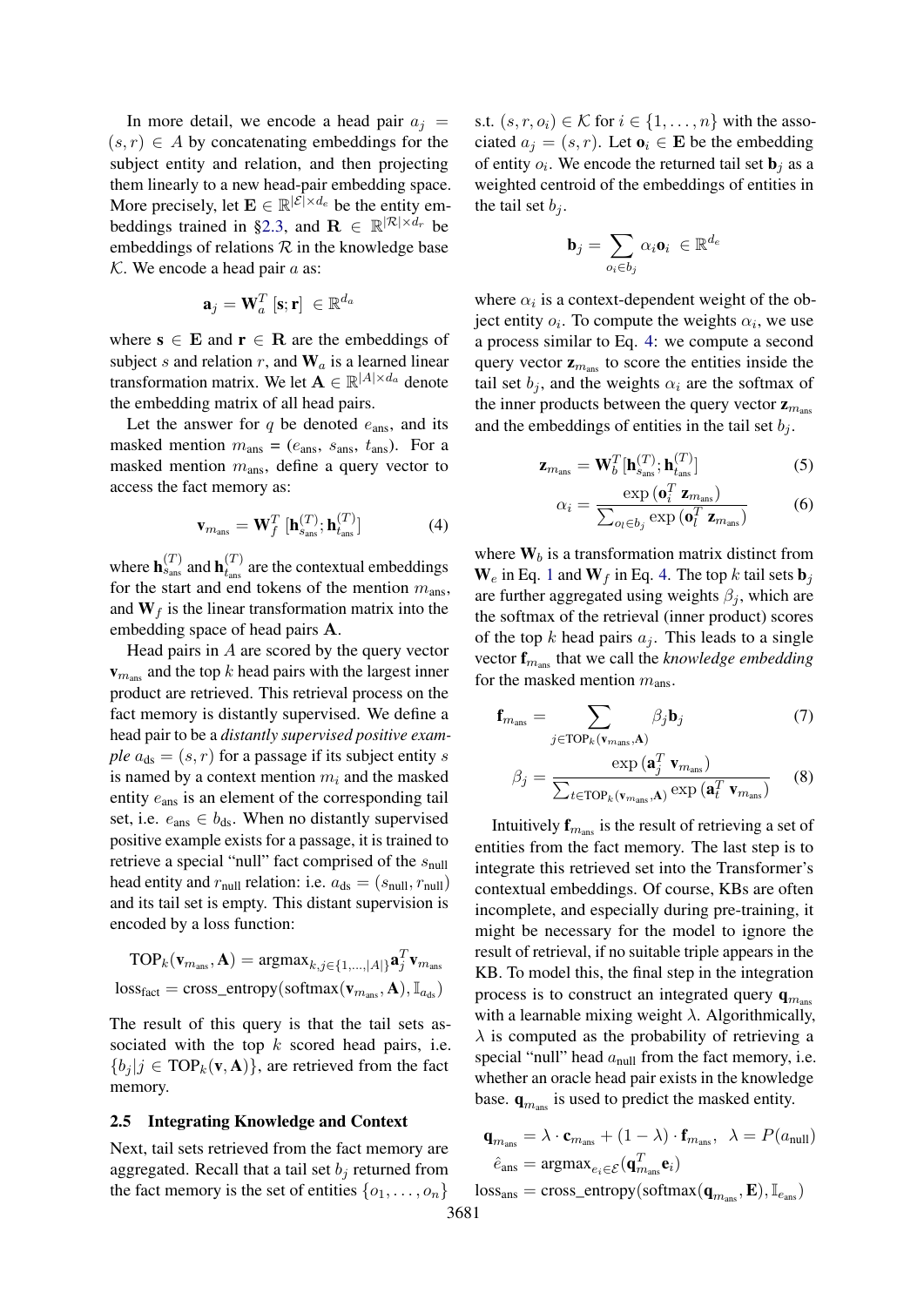In more detail, we encode a head pair $a_j = (s, r) \in A$ by concatenating embeddings for the subject entity and relation, and then projecting them linearly to a new head-pair embedding space. More precisely, let $\mathbf{E} \in \mathbb{R}^{|\mathcal{E}| \times d_e}$ be the entity embeddings trained in §2.3, and $\mathbf{R} \in \mathbb{R}^{|\mathcal{R}| \times d_r}$ be embeddings of relations $\mathcal{R}$ in the knowledge base $\mathcal{K}$. We encode a head pair $a$ as:

$$\mathbf{a}_j = \mathbf{W}_a^T \, [\mathbf{s}; \mathbf{r}] \; \in \mathbb{R}^{d_a}$$

where $\mathbf{s} \in \mathbf{E}$ and $\mathbf{r} \in \mathbf{R}$ are the embeddings of subject $s$ and relation $r$, and $\mathbf{W}_a$ is a learned linear transformation matrix. We let $\mathbf{A} \in \mathbb{R}^{|A| \times d_a}$ denote the embedding matrix of all head pairs.

Let the answer for $q$ be denoted $e_{\text{ans}}$, and its masked mention $m_{\text{ans}} = (e_{\text{ans}}, s_{\text{ans}}, t_{\text{ans}})$. For a masked mention $m_{\text{ans}}$, define a query vector to access the fact memory as:

$$\mathbf{v}_{m_{\text{ans}}} = \mathbf{W}_f^T \, [\mathbf{h}_{s_{\text{ans}}}^{(T)}; \mathbf{h}_{t_{\text{ans}}}^{(T)}] \tag{4}$$

where $\mathbf{h}_{s_{\text{ans}}}^{(T)}$ and $\mathbf{h}_{t_{\text{ans}}}^{(T)}$ are the contextual embeddings for the start and end tokens of the mention $m_{\text{ans}}$, and $\mathbf{W}_f$ is the linear transformation matrix into the embedding space of head pairs $\mathbf{A}$.

Head pairs in $A$ are scored by the query vector $\mathbf{v}_{m_{\text{ans}}}$ and the top $k$ head pairs with the largest inner product are retrieved. This retrieval process on the fact memory is distantly supervised. We define a head pair to be a *distantly supervised positive example* $a_{\text{ds}} = (s, r)$ for a passage if its subject entity $s$ is named by a context mention $m_i$ and the masked entity $e_{\text{ans}}$ is an element of the corresponding tail set, i.e. $e_{\text{ans}} \in b_{\text{ds}}$. When no distantly supervised positive example exists for a passage, it is trained to retrieve a special "null" fact comprised of the $s_{\text{null}}$ head entity and $r_{\text{null}}$ relation: i.e. $a_{\text{ds}} = (s_{\text{null}}, r_{\text{null}})$ and its tail set is empty. This distant supervision is encoded by a loss function:

$$\text{TOP}_k(\mathbf{v}_{m_{\text{ans}}}, \mathbf{A}) = \text{argmax}_{k, j \in \{1, \ldots, |A|\}} \mathbf{a}_j^T \mathbf{v}_{m_{\text{ans}}}$$
$$\text{loss}_{\text{fact}} = \text{cross\_entropy}(\text{softmax}(\mathbf{v}_{m_{\text{ans}}}, \mathbf{A}), \mathbb{I}_{a_{\text{ds}}})$$

The result of this query is that the tail sets associated with the top $k$ scored head pairs, i.e. $\{b_j | j \in \text{TOP}_k(\mathbf{v}, \mathbf{A})\}$, are retrieved from the fact memory.

### 2.5 Integrating Knowledge and Context

Next, tail sets retrieved from the fact memory are aggregated. Recall that a tail set $b_j$ returned from the fact memory is the set of entities $\{o_1, \ldots, o_n\}$ s.t. $(s, r, o_i) \in \mathcal{K}$ for $i \in \{1, \ldots, n\}$ with the associated $a_j = (s, r)$. Let $\mathbf{o}_i \in \mathbf{E}$ be the embedding of entity $o_i$. We encode the returned tail set $\mathbf{b}_j$ as a weighted centroid of the embeddings of entities in the tail set $b_j$.

$$\mathbf{b}_j = \sum_{o_i \in b_j} \alpha_i \mathbf{o}_i \; \in \mathbb{R}^{d_e}$$

where $\alpha_i$ is a context-dependent weight of the object entity $o_i$. To compute the weights $\alpha_i$, we use a process similar to Eq. 4: we compute a second query vector $\mathbf{z}_{m_{\text{ans}}}$ to score the entities inside the tail set $b_j$, and the weights $\alpha_i$ are the softmax of the inner products between the query vector $\mathbf{z}_{m_{\text{ans}}}$ and the embeddings of entities in the tail set $b_j$.

$$\mathbf{z}_{m_{\text{ans}}} = \mathbf{W}_b^T [\mathbf{h}_{s_{\text{ans}}}^{(T)}; \mathbf{h}_{t_{\text{ans}}}^{(T)}] \tag{5}$$

$$\alpha_i = \frac{\exp(\mathbf{o}_i^T \, \mathbf{z}_{m_{\text{ans}}})}{\sum_{o_l \in b_j} \exp(\mathbf{o}_l^T \, \mathbf{z}_{m_{\text{ans}}})} \tag{6}$$

where $\mathbf{W}_b$ is a transformation matrix distinct from $\mathbf{W}_e$ in Eq. 1 and $\mathbf{W}_f$ in Eq. 4. The top $k$ tail sets $\mathbf{b}_j$ are further aggregated using weights $\beta_j$, which are the softmax of the retrieval (inner product) scores of the top $k$ head pairs $a_j$. This leads to a single vector $\mathbf{f}_{m_{\text{ans}}}$ that we call the *knowledge embedding* for the masked mention $m_{\text{ans}}$.

$$\mathbf{f}_{m_{\text{ans}}} = \sum_{j \in \text{TOP}_k(\mathbf{v}_{m_{\text{ans}}}, \mathbf{A})} \beta_j \mathbf{b}_j \tag{7}$$

$$\beta_j = \frac{\exp(\mathbf{a}_j^T \, \mathbf{v}_{m_{\text{ans}}})}{\sum_{t \in \text{TOP}_k(\mathbf{v}_{m_{\text{ans}}}, \mathbf{A})} \exp(\mathbf{a}_t^T \, \mathbf{v}_{m_{\text{ans}}})} \tag{8}$$

Intuitively $\mathbf{f}_{m_{\text{ans}}}$ is the result of retrieving a set of entities from the fact memory. The last step is to integrate this retrieved set into the Transformer's contextual embeddings. Of course, KBs are often incomplete, and especially during pre-training, it might be necessary for the model to ignore the result of retrieval, if no suitable triple appears in the KB. To model this, the final step in the integration process is to construct an integrated query $\mathbf{q}_{m_{\text{ans}}}$ with a learnable mixing weight $\lambda$. Algorithmically, $\lambda$ is computed as the probability of retrieving a special "null" head $a_{\text{null}}$ from the fact memory, i.e. whether an oracle head pair exists in the knowledge base. $\mathbf{q}_{m_{\text{ans}}}$ is used to predict the masked entity.

$$\mathbf{q}_{m_{\text{ans}}} = \lambda \cdot \mathbf{c}_{m_{\text{ans}}} + (1 - \lambda) \cdot \mathbf{f}_{m_{\text{ans}}}, \;\; \lambda = P(a_{\text{null}})$$
$$\hat{e}_{\text{ans}} = \text{argmax}_{e_i \in \mathcal{E}} (\mathbf{q}_{m_{\text{ans}}}^T \mathbf{e}_i)$$
$$\text{loss}_{\text{ans}} = \text{cross\_entropy}(\text{softmax}(\mathbf{q}_{m_{\text{ans}}}, \mathbf{E}), \mathbb{I}_{e_{\text{ans}}})$$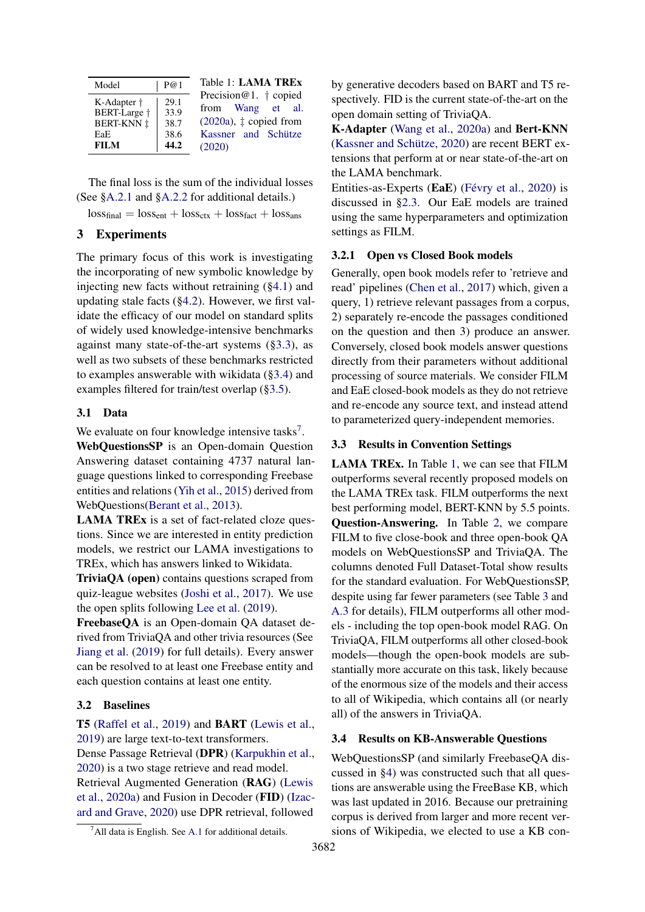| Model | P@1 |
|---|---|
| K-Adapter † | 29.1 |
| BERT-Large † | 33.9 |
| BERT-KNN ‡ | 38.7 |
| EaE | 38.6 |
| **FILM** | **44.2** |

Table 1: **LAMA TREx** Precision@1. † copied from Wang et al. (2020a), ‡ copied from Kassner and Schütze (2020)

The final loss is the sum of the individual losses (See §A.2.1 and §A.2.2 for additional details.)

$$\text{loss}_{\text{final}} = \text{loss}_{\text{ent}} + \text{loss}_{\text{ctx}} + \text{loss}_{\text{fact}} + \text{loss}_{\text{ans}}$$

## 3 Experiments

The primary focus of this work is investigating the incorporating of new symbolic knowledge by injecting new facts without retraining (§4.1) and updating stale facts (§4.2). However, we first validate the efficacy of our model on standard splits of widely used knowledge-intensive benchmarks against many state-of-the-art systems (§3.3), as well as two subsets of these benchmarks restricted to examples answerable with wikidata (§3.4) and examples filtered for train/test overlap (§3.5).

### 3.1 Data

We evaluate on four knowledge intensive tasks[7].

**WebQuestionsSP** is an Open-domain Question Answering dataset containing 4737 natural language questions linked to corresponding Freebase entities and relations (Yih et al., 2015) derived from WebQuestions(Berant et al., 2013).

**LAMA TREx** is a set of fact-related cloze questions. Since we are interested in entity prediction models, we restrict our LAMA investigations to TREx, which has answers linked to Wikidata.

**TriviaQA (open)** contains questions scraped from quiz-league websites (Joshi et al., 2017). We use the open splits following Lee et al. (2019).

**FreebaseQA** is an Open-domain QA dataset derived from TriviaQA and other trivia resources (See Jiang et al. (2019) for full details). Every answer can be resolved to at least one Freebase entity and each question contains at least one entity.

### 3.2 Baselines

**T5** (Raffel et al., 2019) and **BART** (Lewis et al., 2019) are large text-to-text transformers.

Dense Passage Retrieval (**DPR**) (Karpukhin et al., 2020) is a two stage retrieve and read model.

Retrieval Augmented Generation (**RAG**) (Lewis et al., 2020a) and Fusion in Decoder (**FID**) (Izacard and Grave, 2020) use DPR retrieval, followed by generative decoders based on BART and T5 respectively. FID is the current state-of-the-art on the open domain setting of TriviaQA.

**K-Adapter** (Wang et al., 2020a) and **Bert-KNN** (Kassner and Schütze, 2020) are recent BERT extensions that perform at or near state-of-the-art on the LAMA benchmark.

Entities-as-Experts (**EaE**) (Févry et al., 2020) is discussed in §2.3. Our EaE models are trained using the same hyperparameters and optimization settings as FILM.

#### 3.2.1 Open vs Closed Book models

Generally, open book models refer to 'retrieve and read' pipelines (Chen et al., 2017) which, given a query, 1) retrieve relevant passages from a corpus, 2) separately re-encode the passages conditioned on the question and then 3) produce an answer. Conversely, closed book models answer questions directly from their parameters without additional processing of source materials. We consider FILM and EaE closed-book models as they do not retrieve and re-encode any source text, and instead attend to parameterized query-independent memories.

### 3.3 Results in Convention Settings

**LAMA TREx.** In Table 1, we can see that FILM outperforms several recently proposed models on the LAMA TREx task. FILM outperforms the next best performing model, BERT-KNN by 5.5 points.

**Question-Answering.** In Table 2, we compare FILM to five close-book and three open-book QA models on WebQuestionsSP and TriviaQA. The columns denoted Full Dataset-Total show results for the standard evaluation. For WebQuestionsSP, despite using far fewer parameters (see Table 3 and A.3 for details), FILM outperforms all other models - including the top open-book model RAG. On TriviaQA, FILM outperforms all other closed-book models—though the open-book models are substantially more accurate on this task, likely because of the enormous size of the models and their access to all of Wikipedia, which contains all (or nearly all) of the answers in TriviaQA.

### 3.4 Results on KB-Answerable Questions

WebQuestionsSP (and similarly FreebaseQA discussed in §4) was constructed such that all questions are answerable using the FreeBase KB, which was last updated in 2016. Because our pretraining corpus is derived from larger and more recent versions of Wikipedia, we elected to use a KB con-

[7]All data is English. See A.1 for additional details.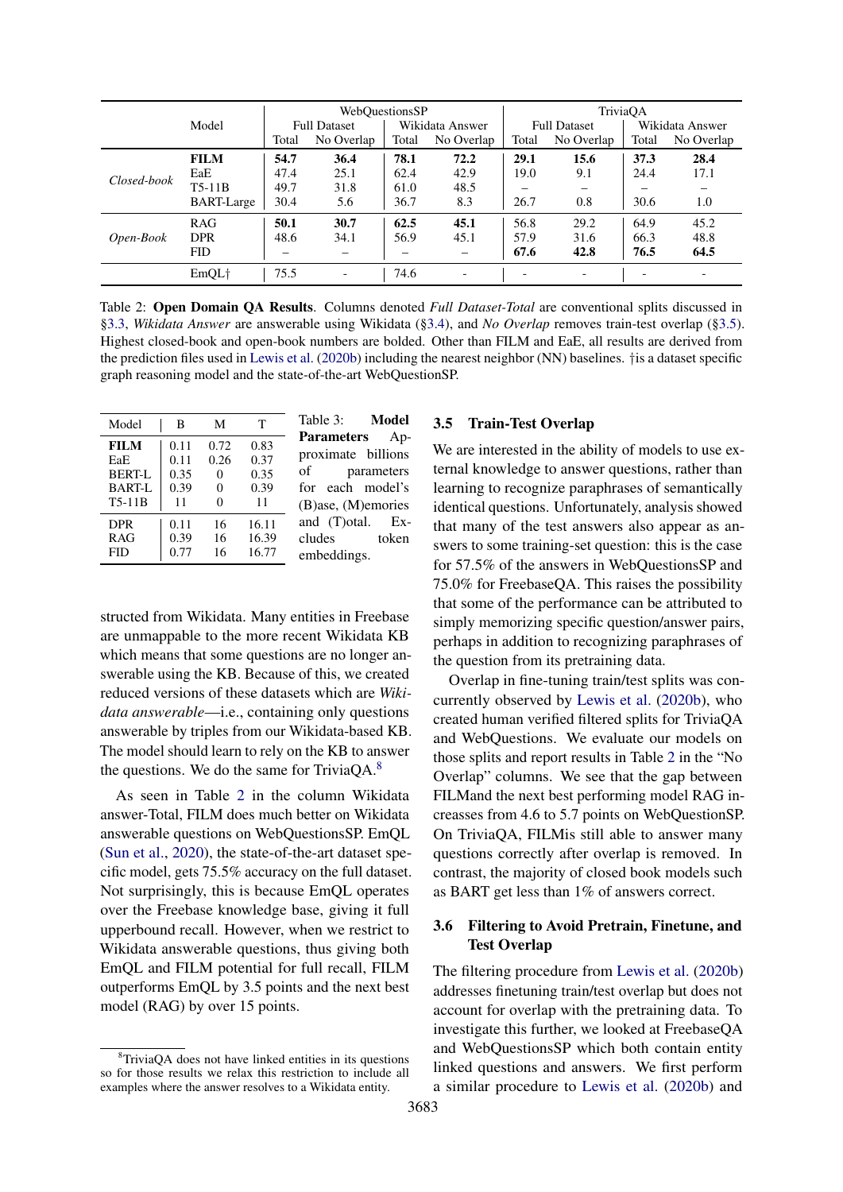| | Model | WebQuestionsSP | | | | TriviaQA | | | |
|---|---|---|---|---|---|---|---|---|---|
| | | Full Dataset | | Wikidata Answer | | Full Dataset | | Wikidata Answer | |
| | | Total | No Overlap | Total | No Overlap | Total | No Overlap | Total | No Overlap |
| *Closed-book* | **FILM** | **54.7** | **36.4** | **78.1** | **72.2** | **29.1** | **15.6** | **37.3** | **28.4** |
| | EaE | 47.4 | 25.1 | 62.4 | 42.9 | 19.0 | 9.1 | 24.4 | 17.1 |
| | T5-11B | 49.7 | 31.8 | 61.0 | 48.5 | – | – | – | – |
| | BART-Large | 30.4 | 5.6 | 36.7 | 8.3 | 26.7 | 0.8 | 30.6 | 1.0 |
| *Open-Book* | RAG | **50.1** | **30.7** | **62.5** | **45.1** | 56.8 | 29.2 | 64.9 | 45.2 |
| | DPR | 48.6 | 34.1 | 56.9 | 45.1 | 57.9 | 31.6 | 66.3 | 48.8 |
| | FID | – | – | – | – | **67.6** | **42.8** | **76.5** | **64.5** |
| | EmQL† | 75.5 | - | 74.6 | - | - | - | - | - |

Table 2: **Open Domain QA Results**. Columns denoted *Full Dataset-Total* are conventional splits discussed in §3.3, *Wikidata Answer* are answerable using Wikidata (§3.4), and *No Overlap* removes train-test overlap (§3.5). Highest closed-book and open-book numbers are bolded. Other than FILM and EaE, all results are derived from the prediction files used in Lewis et al. (2020b) including the nearest neighbor (NN) baselines. †is a dataset specific graph reasoning model and the state-of-the-art WebQuestionSP.

| Model | B | M | T |
|---|---|---|---|
| **FILM** | 0.11 | 0.72 | 0.83 |
| EaE | 0.11 | 0.26 | 0.37 |
| BERT-L | 0.35 | 0 | 0.35 |
| BART-L | 0.39 | 0 | 0.39 |
| T5-11B | 11 | 0 | 11 |
| DPR | 0.11 | 16 | 16.11 |
| RAG | 0.39 | 16 | 16.39 |
| FID | 0.77 | 16 | 16.77 |

Table 3: **Model Parameters** Approximate billions of parameters for each model's (B)ase, (M)emories and (T)otal. Excludes token embeddings.

structed from Wikidata. Many entities in Freebase are unmappable to the more recent Wikidata KB which means that some questions are no longer answerable using the KB. Because of this, we created reduced versions of these datasets which are *Wikidata answerable*—i.e., containing only questions answerable by triples from our Wikidata-based KB. The model should learn to rely on the KB to answer the questions. We do the same for TriviaQA.[8]

As seen in Table 2 in the column Wikidata answer-Total, FILM does much better on Wikidata answerable questions on WebQuestionsSP. EmQL (Sun et al., 2020), the state-of-the-art dataset specific model, gets 75.5% accuracy on the full dataset. Not surprisingly, this is because EmQL operates over the Freebase knowledge base, giving it full upperbound recall. However, when we restrict to Wikidata answerable questions, thus giving both EmQL and FILM potential for full recall, FILM outperforms EmQL by 3.5 points and the next best model (RAG) by over 15 points.

[8] TriviaQA does not have linked entities in its questions so for those results we relax this restriction to include all examples where the answer resolves to a Wikidata entity.

### 3.5 Train-Test Overlap

We are interested in the ability of models to use external knowledge to answer questions, rather than learning to recognize paraphrases of semantically identical questions. Unfortunately, analysis showed that many of the test answers also appear as answers to some training-set question: this is the case for 57.5% of the answers in WebQuestionsSP and 75.0% for FreebaseQA. This raises the possibility that some of the performance can be attributed to simply memorizing specific question/answer pairs, perhaps in addition to recognizing paraphrases of the question from its pretraining data.

Overlap in fine-tuning train/test splits was concurrently observed by Lewis et al. (2020b), who created human verified filtered splits for TriviaQA and WebQuestions. We evaluate our models on those splits and report results in Table 2 in the "No Overlap" columns. We see that the gap between FILMand the next best performing model RAG increasses from 4.6 to 5.7 points on WebQuestionSP. On TriviaQA, FILMis still able to answer many questions correctly after overlap is removed. In contrast, the majority of closed book models such as BART get less than 1% of answers correct.

### 3.6 Filtering to Avoid Pretrain, Finetune, and Test Overlap

The filtering procedure from Lewis et al. (2020b) addresses finetuning train/test overlap but does not account for overlap with the pretraining data. To investigate this further, we looked at FreebaseQA and WebQuestionsSP which both contain entity linked questions and answers. We first perform a similar procedure to Lewis et al. (2020b) and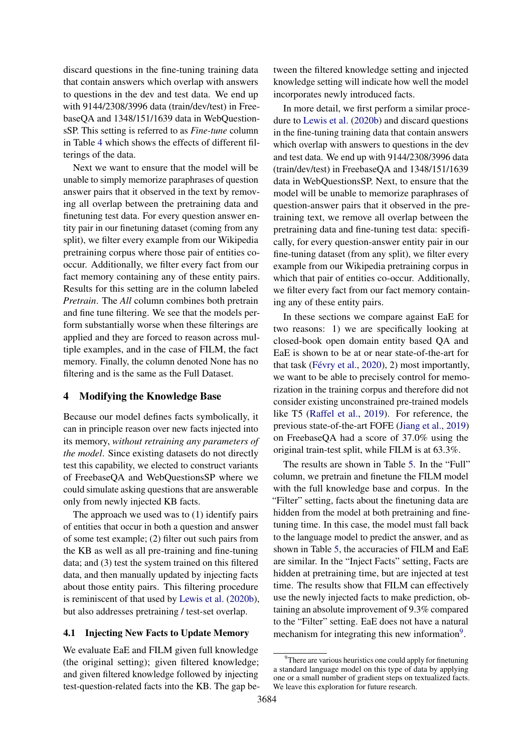discard questions in the fine-tuning training data that contain answers which overlap with answers to questions in the dev and test data. We end up with 9144/2308/3996 data (train/dev/test) in FreebaseQA and 1348/151/1639 data in WebQuestionsSP. This setting is referred to as *Fine-tune* column in Table 4 which shows the effects of different filterings of the data.

Next we want to ensure that the model will be unable to simply memorize paraphrases of question answer pairs that it observed in the text by removing all overlap between the pretraining data and finetuning test data. For every question answer entity pair in our finetuning dataset (coming from any split), we filter every example from our Wikipedia pretraining corpus where those pair of entities co-occur. Additionally, we filter every fact from our fact memory containing any of these entity pairs. Results for this setting are in the column labeled *Pretrain*. The *All* column combines both pretrain and fine tune filtering. We see that the models perform substantially worse when these filterings are applied and they are forced to reason across multiple examples, and in the case of FILM, the fact memory. Finally, the column denoted None has no filtering and is the same as the Full Dataset.

## 4 Modifying the Knowledge Base

Because our model defines facts symbolically, it can in principle reason over new facts injected into its memory, *without retraining any parameters of the model*. Since existing datasets do not directly test this capability, we elected to construct variants of FreebaseQA and WebQuestionsSP where we could simulate asking questions that are answerable only from newly injected KB facts.

The approach we used was to (1) identify pairs of entities that occur in both a question and answer of some test example; (2) filter out such pairs from the KB as well as all pre-training and fine-tuning data; and (3) test the system trained on this filtered data, and then manually updated by injecting facts about those entity pairs. This filtering procedure is reminiscent of that used by Lewis et al. (2020b), but also addresses pretraining / test-set overlap.

### 4.1 Injecting New Facts to Update Memory

We evaluate EaE and FILM given full knowledge (the original setting); given filtered knowledge; and given filtered knowledge followed by injecting test-question-related facts into the KB. The gap between the filtered knowledge setting and injected knowledge setting will indicate how well the model incorporates newly introduced facts.

In more detail, we first perform a similar procedure to Lewis et al. (2020b) and discard questions in the fine-tuning training data that contain answers which overlap with answers to questions in the dev and test data. We end up with 9144/2308/3996 data (train/dev/test) in FreebaseQA and 1348/151/1639 data in WebQuestionsSP. Next, to ensure that the model will be unable to memorize paraphrases of question-answer pairs that it observed in the pretraining text, we remove all overlap between the pretraining data and fine-tuning test data: specifically, for every question-answer entity pair in our fine-tuning dataset (from any split), we filter every example from our Wikipedia pretraining corpus in which that pair of entities co-occur. Additionally, we filter every fact from our fact memory containing any of these entity pairs.

In these sections we compare against EaE for two reasons: 1) we are specifically looking at closed-book open domain entity based QA and EaE is shown to be at or near state-of-the-art for that task (Févry et al., 2020), 2) most importantly, we want to be able to precisely control for memorization in the training corpus and therefore did not consider existing unconstrained pre-trained models like T5 (Raffel et al., 2019). For reference, the previous state-of-the-art FOFE (Jiang et al., 2019) on FreebaseQA had a score of 37.0% using the original train-test split, while FILM is at 63.3%.

The results are shown in Table 5. In the "Full" column, we pretrain and finetune the FILM model with the full knowledge base and corpus. In the "Filter" setting, facts about the finetuning data are hidden from the model at both pretraining and finetuning time. In this case, the model must fall back to the language model to predict the answer, and as shown in Table 5, the accuracies of FILM and EaE are similar. In the "Inject Facts" setting, Facts are hidden at pretraining time, but are injected at test time. The results show that FILM can effectively use the newly injected facts to make prediction, obtaining an absolute improvement of 9.3% compared to the "Filter" setting. EaE does not have a natural mechanism for integrating this new information[9].

[9] There are various heuristics one could apply for finetuning a standard language model on this type of data by applying one or a small number of gradient steps on textualized facts. We leave this exploration for future research.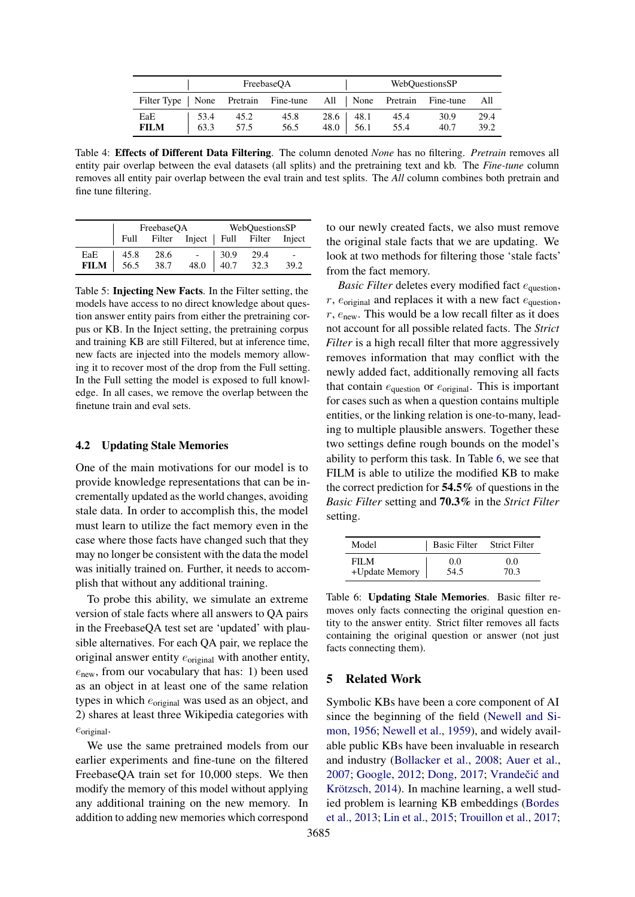| | FreebaseQA | | | | WebQuestionsSP | | | |
|---|---|---|---|---|---|---|---|---|
| Filter Type | None | Pretrain | Fine-tune | All | None | Pretrain | Fine-tune | All |
| EaE | 53.4 | 45.2 | 45.8 | 28.6 | 48.1 | 45.4 | 30.9 | 29.4 |
| **FILM** | 63.3 | 57.5 | 56.5 | 48.0 | 56.1 | 55.4 | 40.7 | 39.2 |

Table 4: **Effects of Different Data Filtering**. The column denoted *None* has no filtering. *Pretrain* removes all entity pair overlap between the eval datasets (all splits) and the pretraining text and kb. The *Fine-tune* column removes all entity pair overlap between the eval train and test splits. The *All* column combines both pretrain and fine tune filtering.

| | FreebaseQA | | | WebQuestionsSP | | |
|---|---|---|---|---|---|---|
| | Full | Filter | Inject | Full | Filter | Inject |
| EaE | 45.8 | 28.6 | - | 30.9 | 29.4 | - |
| **FILM** | 56.5 | 38.7 | 48.0 | 40.7 | 32.3 | 39.2 |

Table 5: **Injecting New Facts**. In the Filter setting, the models have access to no direct knowledge about question answer entity pairs from either the pretraining corpus or KB. In the Inject setting, the pretraining corpus and training KB are still Filtered, but at inference time, new facts are injected into the models memory allowing it to recover most of the drop from the Full setting. In the Full setting the model is exposed to full knowledge. In all cases, we remove the overlap between the finetune train and eval sets.

### 4.2 Updating Stale Memories

One of the main motivations for our model is to provide knowledge representations that can be incrementally updated as the world changes, avoiding stale data. In order to accomplish this, the model must learn to utilize the fact memory even in the case where those facts have changed such that they may no longer be consistent with the data the model was initially trained on. Further, it needs to accomplish that without any additional training.

To probe this ability, we simulate an extreme version of stale facts where all answers to QA pairs in the FreebaseQA test set are 'updated' with plausible alternatives. For each QA pair, we replace the original answer entity $e_{\text{original}}$ with another entity, $e_{\text{new}}$, from our vocabulary that has: 1) been used as an object in at least one of the same relation types in which $e_{\text{original}}$ was used as an object, and 2) shares at least three Wikipedia categories with $e_{\text{original}}$.

We use the same pretrained models from our earlier experiments and fine-tune on the filtered FreebaseQA train set for 10,000 steps. We then modify the memory of this model without applying any additional training on the new memory. In addition to adding new memories which correspond to our newly created facts, we also must remove the original stale facts that we are updating. We look at two methods for filtering those 'stale facts' from the fact memory.

*Basic Filter* deletes every modified fact $e_{\text{question}}$, $r$, $e_{\text{original}}$ and replaces it with a new fact $e_{\text{question}}$, $r$, $e_{\text{new}}$. This would be a low recall filter as it does not account for all possible related facts. The *Strict Filter* is a high recall filter that more aggressively removes information that may conflict with the newly added fact, additionally removing all facts that contain $e_{\text{question}}$ or $e_{\text{original}}$. This is important for cases such as when a question contains multiple entities, or the linking relation is one-to-many, leading to multiple plausible answers. Together these two settings define rough bounds on the model's ability to perform this task. In Table 6, we see that FILM is able to utilize the modified KB to make the correct prediction for **54.5%** of questions in the *Basic Filter* setting and **70.3%** in the *Strict Filter* setting.

| Model | Basic Filter | Strict Filter |
|---|---|---|
| FILM | 0.0 | 0.0 |
| +Update Memory | 54.5 | 70.3 |

Table 6: **Updating Stale Memories**. Basic filter removes only facts connecting the original question entity to the answer entity. Strict filter removes all facts containing the original question or answer (not just facts connecting them).

## 5 Related Work

Symbolic KBs have been a core component of AI since the beginning of the field (Newell and Simon, 1956; Newell et al., 1959), and widely available public KBs have been invaluable in research and industry (Bollacker et al., 2008; Auer et al., 2007; Google, 2012; Dong, 2017; Vrandečić and Krötzsch, 2014). In machine learning, a well studied problem is learning KB embeddings (Bordes et al., 2013; Lin et al., 2015; Trouillon et al., 2017;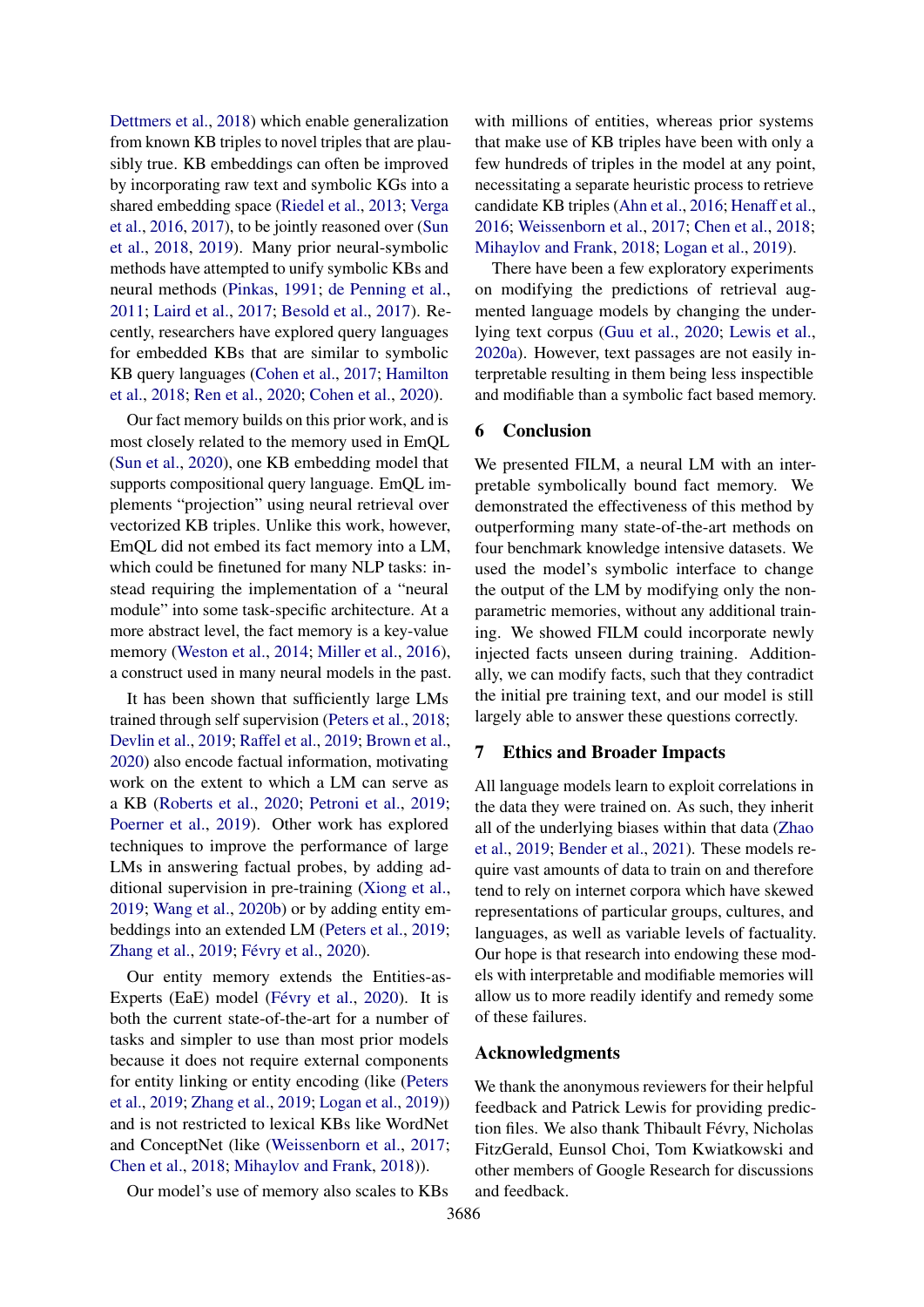Dettmers et al., 2018) which enable generalization from known KB triples to novel triples that are plausibly true. KB embeddings can often be improved by incorporating raw text and symbolic KGs into a shared embedding space (Riedel et al., 2013; Verga et al., 2016, 2017), to be jointly reasoned over (Sun et al., 2018, 2019). Many prior neural-symbolic methods have attempted to unify symbolic KBs and neural methods (Pinkas, 1991; de Penning et al., 2011; Laird et al., 2017; Besold et al., 2017). Recently, researchers have explored query languages for embedded KBs that are similar to symbolic KB query languages (Cohen et al., 2017; Hamilton et al., 2018; Ren et al., 2020; Cohen et al., 2020).

Our fact memory builds on this prior work, and is most closely related to the memory used in EmQL (Sun et al., 2020), one KB embedding model that supports compositional query language. EmQL implements "projection" using neural retrieval over vectorized KB triples. Unlike this work, however, EmQL did not embed its fact memory into a LM, which could be finetuned for many NLP tasks: instead requiring the implementation of a "neural module" into some task-specific architecture. At a more abstract level, the fact memory is a key-value memory (Weston et al., 2014; Miller et al., 2016), a construct used in many neural models in the past.

It has been shown that sufficiently large LMs trained through self supervision (Peters et al., 2018; Devlin et al., 2019; Raffel et al., 2019; Brown et al., 2020) also encode factual information, motivating work on the extent to which a LM can serve as a KB (Roberts et al., 2020; Petroni et al., 2019; Poerner et al., 2019). Other work has explored techniques to improve the performance of large LMs in answering factual probes, by adding additional supervision in pre-training (Xiong et al., 2019; Wang et al., 2020b) or by adding entity embeddings into an extended LM (Peters et al., 2019; Zhang et al., 2019; Févry et al., 2020).

Our entity memory extends the Entities-as-Experts (EaE) model (Févry et al., 2020). It is both the current state-of-the-art for a number of tasks and simpler to use than most prior models because it does not require external components for entity linking or entity encoding (like (Peters et al., 2019; Zhang et al., 2019; Logan et al., 2019)) and is not restricted to lexical KBs like WordNet and ConceptNet (like (Weissenborn et al., 2017; Chen et al., 2018; Mihaylov and Frank, 2018)).

Our model's use of memory also scales to KBs with millions of entities, whereas prior systems that make use of KB triples have been with only a few hundreds of triples in the model at any point, necessitating a separate heuristic process to retrieve candidate KB triples (Ahn et al., 2016; Henaff et al., 2016; Weissenborn et al., 2017; Chen et al., 2018; Mihaylov and Frank, 2018; Logan et al., 2019).

There have been a few exploratory experiments on modifying the predictions of retrieval augmented language models by changing the underlying text corpus (Guu et al., 2020; Lewis et al., 2020a). However, text passages are not easily interpretable resulting in them being less inspectible and modifiable than a symbolic fact based memory.

## 6 Conclusion

We presented FILM, a neural LM with an interpretable symbolically bound fact memory. We demonstrated the effectiveness of this method by outperforming many state-of-the-art methods on four benchmark knowledge intensive datasets. We used the model's symbolic interface to change the output of the LM by modifying only the non-parametric memories, without any additional training. We showed FILM could incorporate newly injected facts unseen during training. Additionally, we can modify facts, such that they contradict the initial pre training text, and our model is still largely able to answer these questions correctly.

## 7 Ethics and Broader Impacts

All language models learn to exploit correlations in the data they were trained on. As such, they inherit all of the underlying biases within that data (Zhao et al., 2019; Bender et al., 2021). These models require vast amounts of data to train on and therefore tend to rely on internet corpora which have skewed representations of particular groups, cultures, and languages, as well as variable levels of factuality. Our hope is that research into endowing these models with interpretable and modifiable memories will allow us to more readily identify and remedy some of these failures.

## Acknowledgments

We thank the anonymous reviewers for their helpful feedback and Patrick Lewis for providing prediction files. We also thank Thibault Févry, Nicholas FitzGerald, Eunsol Choi, Tom Kwiatkowski and other members of Google Research for discussions and feedback.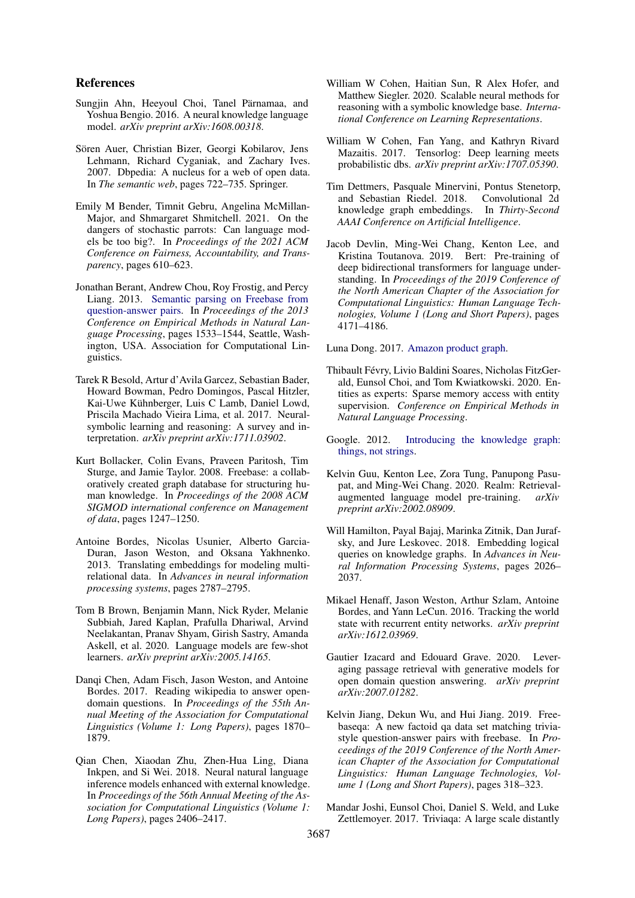## References

Sungjin Ahn, Heeyoul Choi, Tanel Pärnamaa, and Yoshua Bengio. 2016. A neural knowledge language model. *arXiv preprint arXiv:1608.00318*.

Sören Auer, Christian Bizer, Georgi Kobilarov, Jens Lehmann, Richard Cyganiak, and Zachary Ives. 2007. Dbpedia: A nucleus for a web of open data. In *The semantic web*, pages 722–735. Springer.

Emily M Bender, Timnit Gebru, Angelina McMillan-Major, and Shmargaret Shmitchell. 2021. On the dangers of stochastic parrots: Can language models be too big?. In *Proceedings of the 2021 ACM Conference on Fairness, Accountability, and Transparency*, pages 610–623.

Jonathan Berant, Andrew Chou, Roy Frostig, and Percy Liang. 2013. Semantic parsing on Freebase from question-answer pairs. In *Proceedings of the 2013 Conference on Empirical Methods in Natural Language Processing*, pages 1533–1544, Seattle, Washington, USA. Association for Computational Linguistics.

Tarek R Besold, Artur d'Avila Garcez, Sebastian Bader, Howard Bowman, Pedro Domingos, Pascal Hitzler, Kai-Uwe Kühnberger, Luis C Lamb, Daniel Lowd, Priscila Machado Vieira Lima, et al. 2017. Neural-symbolic learning and reasoning: A survey and interpretation. *arXiv preprint arXiv:1711.03902*.

Kurt Bollacker, Colin Evans, Praveen Paritosh, Tim Sturge, and Jamie Taylor. 2008. Freebase: a collaboratively created graph database for structuring human knowledge. In *Proceedings of the 2008 ACM SIGMOD international conference on Management of data*, pages 1247–1250.

Antoine Bordes, Nicolas Usunier, Alberto Garcia-Duran, Jason Weston, and Oksana Yakhnenko. 2013. Translating embeddings for modeling multi-relational data. In *Advances in neural information processing systems*, pages 2787–2795.

Tom B Brown, Benjamin Mann, Nick Ryder, Melanie Subbiah, Jared Kaplan, Prafulla Dhariwal, Arvind Neelakantan, Pranav Shyam, Girish Sastry, Amanda Askell, et al. 2020. Language models are few-shot learners. *arXiv preprint arXiv:2005.14165*.

Danqi Chen, Adam Fisch, Jason Weston, and Antoine Bordes. 2017. Reading wikipedia to answer open-domain questions. In *Proceedings of the 55th Annual Meeting of the Association for Computational Linguistics (Volume 1: Long Papers)*, pages 1870–1879.

Qian Chen, Xiaodan Zhu, Zhen-Hua Ling, Diana Inkpen, and Si Wei. 2018. Neural natural language inference models enhanced with external knowledge. In *Proceedings of the 56th Annual Meeting of the Association for Computational Linguistics (Volume 1: Long Papers)*, pages 2406–2417.

William W Cohen, Haitian Sun, R Alex Hofer, and Matthew Siegler. 2020. Scalable neural methods for reasoning with a symbolic knowledge base. *International Conference on Learning Representations*.

William W Cohen, Fan Yang, and Kathryn Rivard Mazaitis. 2017. Tensorlog: Deep learning meets probabilistic dbs. *arXiv preprint arXiv:1707.05390*.

Tim Dettmers, Pasquale Minervini, Pontus Stenetorp, and Sebastian Riedel. 2018. Convolutional 2d knowledge graph embeddings. In *Thirty-Second AAAI Conference on Artificial Intelligence*.

Jacob Devlin, Ming-Wei Chang, Kenton Lee, and Kristina Toutanova. 2019. Bert: Pre-training of deep bidirectional transformers for language understanding. In *Proceedings of the 2019 Conference of the North American Chapter of the Association for Computational Linguistics: Human Language Technologies, Volume 1 (Long and Short Papers)*, pages 4171–4186.

Luna Dong. 2017. Amazon product graph.

Thibault Févry, Livio Baldini Soares, Nicholas FitzGerald, Eunsol Choi, and Tom Kwiatkowski. 2020. Entities as experts: Sparse memory access with entity supervision. *Conference on Empirical Methods in Natural Language Processing*.

Google. 2012. Introducing the knowledge graph: things, not strings.

Kelvin Guu, Kenton Lee, Zora Tung, Panupong Pasupat, and Ming-Wei Chang. 2020. Realm: Retrieval-augmented language model pre-training. *arXiv preprint arXiv:2002.08909*.

Will Hamilton, Payal Bajaj, Marinka Zitnik, Dan Jurafsky, and Jure Leskovec. 2018. Embedding logical queries on knowledge graphs. In *Advances in Neural Information Processing Systems*, pages 2026–2037.

Mikael Henaff, Jason Weston, Arthur Szlam, Antoine Bordes, and Yann LeCun. 2016. Tracking the world state with recurrent entity networks. *arXiv preprint arXiv:1612.03969*.

Gautier Izacard and Edouard Grave. 2020. Leveraging passage retrieval with generative models for open domain question answering. *arXiv preprint arXiv:2007.01282*.

Kelvin Jiang, Dekun Wu, and Hui Jiang. 2019. Freebaseqa: A new factoid qa data set matching trivia-style question-answer pairs with freebase. In *Proceedings of the 2019 Conference of the North American Chapter of the Association for Computational Linguistics: Human Language Technologies, Volume 1 (Long and Short Papers)*, pages 318–323.

Mandar Joshi, Eunsol Choi, Daniel S. Weld, and Luke Zettlemoyer. 2017. Triviaqa: A large scale distantly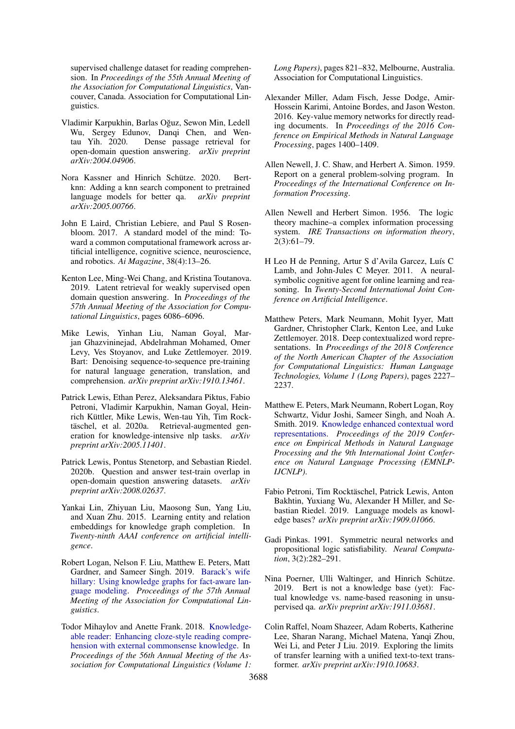supervised challenge dataset for reading comprehension. In *Proceedings of the 55th Annual Meeting of the Association for Computational Linguistics*, Vancouver, Canada. Association for Computational Linguistics.

Vladimir Karpukhin, Barlas Oğuz, Sewon Min, Ledell Wu, Sergey Edunov, Danqi Chen, and Wen-tau Yih. 2020. Dense passage retrieval for open-domain question answering. *arXiv preprint arXiv:2004.04906*.

Nora Kassner and Hinrich Schütze. 2020. Bert-knn: Adding a knn search component to pretrained language models for better qa. *arXiv preprint arXiv:2005.00766*.

John E Laird, Christian Lebiere, and Paul S Rosenbloom. 2017. A standard model of the mind: Toward a common computational framework across artificial intelligence, cognitive science, neuroscience, and robotics. *Ai Magazine*, 38(4):13–26.

Kenton Lee, Ming-Wei Chang, and Kristina Toutanova. 2019. Latent retrieval for weakly supervised open domain question answering. In *Proceedings of the 57th Annual Meeting of the Association for Computational Linguistics*, pages 6086–6096.

Mike Lewis, Yinhan Liu, Naman Goyal, Marjan Ghazvininejad, Abdelrahman Mohamed, Omer Levy, Ves Stoyanov, and Luke Zettlemoyer. 2019. Bart: Denoising sequence-to-sequence pre-training for natural language generation, translation, and comprehension. *arXiv preprint arXiv:1910.13461*.

Patrick Lewis, Ethan Perez, Aleksandara Piktus, Fabio Petroni, Vladimir Karpukhin, Naman Goyal, Heinrich Küttler, Mike Lewis, Wen-tau Yih, Tim Rocktäschel, et al. 2020a. Retrieval-augmented generation for knowledge-intensive nlp tasks. *arXiv preprint arXiv:2005.11401*.

Patrick Lewis, Pontus Stenetorp, and Sebastian Riedel. 2020b. Question and answer test-train overlap in open-domain question answering datasets. *arXiv preprint arXiv:2008.02637*.

Yankai Lin, Zhiyuan Liu, Maosong Sun, Yang Liu, and Xuan Zhu. 2015. Learning entity and relation embeddings for knowledge graph completion. In *Twenty-ninth AAAI conference on artificial intelligence*.

Robert Logan, Nelson F. Liu, Matthew E. Peters, Matt Gardner, and Sameer Singh. 2019. Barack's wife hillary: Using knowledge graphs for fact-aware language modeling. *Proceedings of the 57th Annual Meeting of the Association for Computational Linguistics*.

Todor Mihaylov and Anette Frank. 2018. Knowledgeable reader: Enhancing cloze-style reading comprehension with external commonsense knowledge. In *Proceedings of the 56th Annual Meeting of the Association for Computational Linguistics (Volume 1: Long Papers)*, pages 821–832, Melbourne, Australia. Association for Computational Linguistics.

Alexander Miller, Adam Fisch, Jesse Dodge, Amir-Hossein Karimi, Antoine Bordes, and Jason Weston. 2016. Key-value memory networks for directly reading documents. In *Proceedings of the 2016 Conference on Empirical Methods in Natural Language Processing*, pages 1400–1409.

Allen Newell, J. C. Shaw, and Herbert A. Simon. 1959. Report on a general problem-solving program. In *Proceedings of the International Conference on Information Processing*.

Allen Newell and Herbert Simon. 1956. The logic theory machine–a complex information processing system. *IRE Transactions on information theory*, 2(3):61–79.

H Leo H de Penning, Artur S d'Avila Garcez, Luís C Lamb, and John-Jules C Meyer. 2011. A neural-symbolic cognitive agent for online learning and reasoning. In *Twenty-Second International Joint Conference on Artificial Intelligence*.

Matthew Peters, Mark Neumann, Mohit Iyyer, Matt Gardner, Christopher Clark, Kenton Lee, and Luke Zettlemoyer. 2018. Deep contextualized word representations. In *Proceedings of the 2018 Conference of the North American Chapter of the Association for Computational Linguistics: Human Language Technologies, Volume 1 (Long Papers)*, pages 2227–2237.

Matthew E. Peters, Mark Neumann, Robert Logan, Roy Schwartz, Vidur Joshi, Sameer Singh, and Noah A. Smith. 2019. Knowledge enhanced contextual word representations. *Proceedings of the 2019 Conference on Empirical Methods in Natural Language Processing and the 9th International Joint Conference on Natural Language Processing (EMNLP-IJCNLP)*.

Fabio Petroni, Tim Rocktäschel, Patrick Lewis, Anton Bakhtin, Yuxiang Wu, Alexander H Miller, and Sebastian Riedel. 2019. Language models as knowledge bases? *arXiv preprint arXiv:1909.01066*.

Gadi Pinkas. 1991. Symmetric neural networks and propositional logic satisfiability. *Neural Computation*, 3(2):282–291.

Nina Poerner, Ulli Waltinger, and Hinrich Schütze. 2019. Bert is not a knowledge base (yet): Factual knowledge vs. name-based reasoning in unsupervised qa. *arXiv preprint arXiv:1911.03681*.

Colin Raffel, Noam Shazeer, Adam Roberts, Katherine Lee, Sharan Narang, Michael Matena, Yanqi Zhou, Wei Li, and Peter J Liu. 2019. Exploring the limits of transfer learning with a unified text-to-text transformer. *arXiv preprint arXiv:1910.10683*.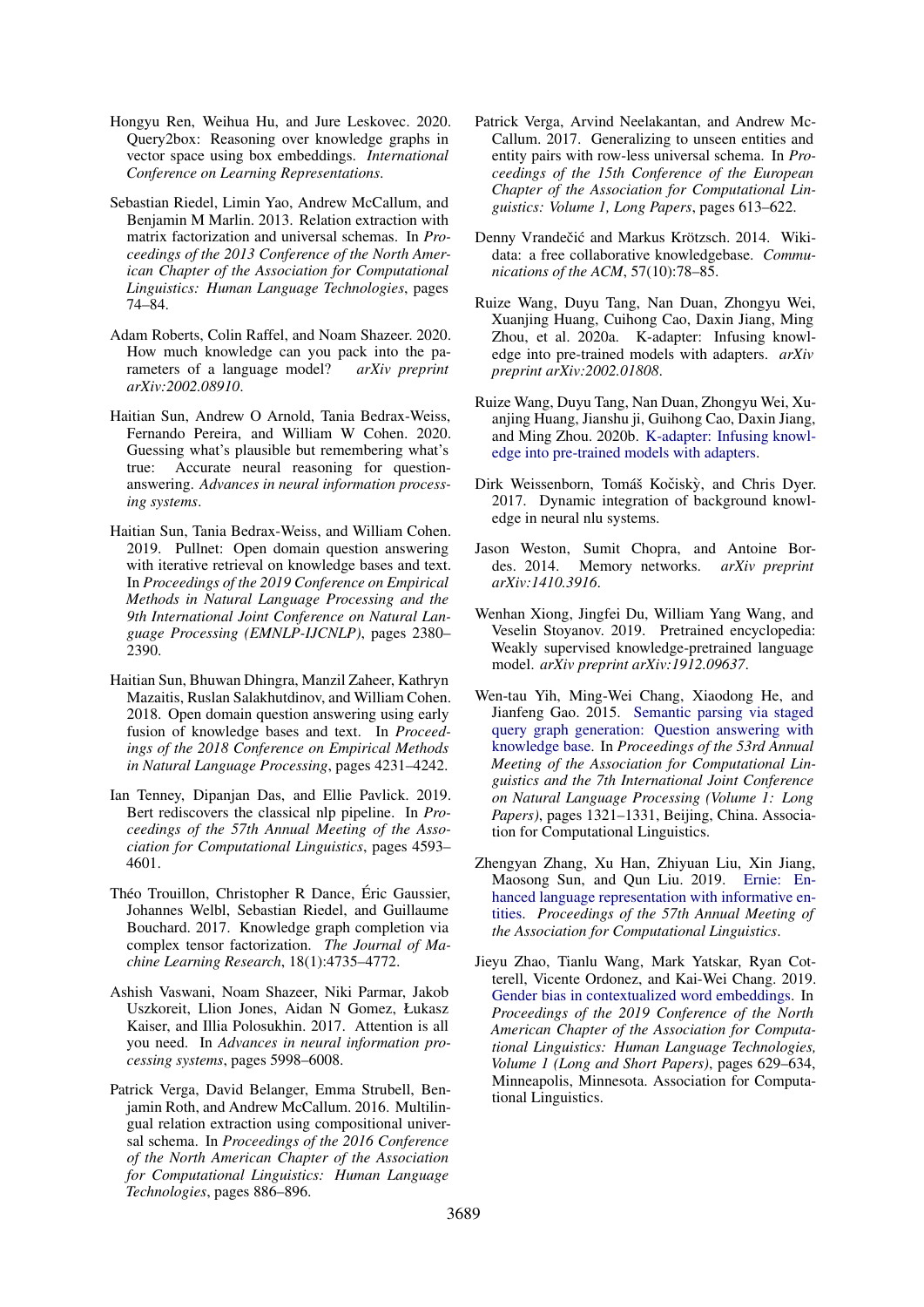Hongyu Ren, Weihua Hu, and Jure Leskovec. 2020. Query2box: Reasoning over knowledge graphs in vector space using box embeddings. *International Conference on Learning Representations*.

Sebastian Riedel, Limin Yao, Andrew McCallum, and Benjamin M Marlin. 2013. Relation extraction with matrix factorization and universal schemas. In *Proceedings of the 2013 Conference of the North American Chapter of the Association for Computational Linguistics: Human Language Technologies*, pages 74–84.

Adam Roberts, Colin Raffel, and Noam Shazeer. 2020. How much knowledge can you pack into the parameters of a language model? *arXiv preprint arXiv:2002.08910*.

Haitian Sun, Andrew O Arnold, Tania Bedrax-Weiss, Fernando Pereira, and William W Cohen. 2020. Guessing what's plausible but remembering what's true: Accurate neural reasoning for question-answering. *Advances in neural information processing systems*.

Haitian Sun, Tania Bedrax-Weiss, and William Cohen. 2019. Pullnet: Open domain question answering with iterative retrieval on knowledge bases and text. In *Proceedings of the 2019 Conference on Empirical Methods in Natural Language Processing and the 9th International Joint Conference on Natural Language Processing (EMNLP-IJCNLP)*, pages 2380–2390.

Haitian Sun, Bhuwan Dhingra, Manzil Zaheer, Kathryn Mazaitis, Ruslan Salakhutdinov, and William Cohen. 2018. Open domain question answering using early fusion of knowledge bases and text. In *Proceedings of the 2018 Conference on Empirical Methods in Natural Language Processing*, pages 4231–4242.

Ian Tenney, Dipanjan Das, and Ellie Pavlick. 2019. Bert rediscovers the classical nlp pipeline. In *Proceedings of the 57th Annual Meeting of the Association for Computational Linguistics*, pages 4593–4601.

Théo Trouillon, Christopher R Dance, Éric Gaussier, Johannes Welbl, Sebastian Riedel, and Guillaume Bouchard. 2017. Knowledge graph completion via complex tensor factorization. *The Journal of Machine Learning Research*, 18(1):4735–4772.

Ashish Vaswani, Noam Shazeer, Niki Parmar, Jakob Uszkoreit, Llion Jones, Aidan N Gomez, Łukasz Kaiser, and Illia Polosukhin. 2017. Attention is all you need. In *Advances in neural information processing systems*, pages 5998–6008.

Patrick Verga, David Belanger, Emma Strubell, Benjamin Roth, and Andrew McCallum. 2016. Multilingual relation extraction using compositional universal schema. In *Proceedings of the 2016 Conference of the North American Chapter of the Association for Computational Linguistics: Human Language Technologies*, pages 886–896.

Patrick Verga, Arvind Neelakantan, and Andrew McCallum. 2017. Generalizing to unseen entities and entity pairs with row-less universal schema. In *Proceedings of the 15th Conference of the European Chapter of the Association for Computational Linguistics: Volume 1, Long Papers*, pages 613–622.

Denny Vrandečić and Markus Krötzsch. 2014. Wikidata: a free collaborative knowledgebase. *Communications of the ACM*, 57(10):78–85.

Ruize Wang, Duyu Tang, Nan Duan, Zhongyu Wei, Xuanjing Huang, Cuihong Cao, Daxin Jiang, Ming Zhou, et al. 2020a. K-adapter: Infusing knowledge into pre-trained models with adapters. *arXiv preprint arXiv:2002.01808*.

Ruize Wang, Duyu Tang, Nan Duan, Zhongyu Wei, Xuanjing Huang, Jianshu ji, Guihong Cao, Daxin Jiang, and Ming Zhou. 2020b. K-adapter: Infusing knowledge into pre-trained models with adapters.

Dirk Weissenborn, Tomáš Kočiský, and Chris Dyer. 2017. Dynamic integration of background knowledge in neural nlu systems.

Jason Weston, Sumit Chopra, and Antoine Bordes. 2014. Memory networks. *arXiv preprint arXiv:1410.3916*.

Wenhan Xiong, Jingfei Du, William Yang Wang, and Veselin Stoyanov. 2019. Pretrained encyclopedia: Weakly supervised knowledge-pretrained language model. *arXiv preprint arXiv:1912.09637*.

Wen-tau Yih, Ming-Wei Chang, Xiaodong He, and Jianfeng Gao. 2015. Semantic parsing via staged query graph generation: Question answering with knowledge base. In *Proceedings of the 53rd Annual Meeting of the Association for Computational Linguistics and the 7th International Joint Conference on Natural Language Processing (Volume 1: Long Papers)*, pages 1321–1331, Beijing, China. Association for Computational Linguistics.

Zhengyan Zhang, Xu Han, Zhiyuan Liu, Xin Jiang, Maosong Sun, and Qun Liu. 2019. Ernie: Enhanced language representation with informative entities. *Proceedings of the 57th Annual Meeting of the Association for Computational Linguistics*.

Jieyu Zhao, Tianlu Wang, Mark Yatskar, Ryan Cotterell, Vicente Ordonez, and Kai-Wei Chang. 2019. Gender bias in contextualized word embeddings. In *Proceedings of the 2019 Conference of the North American Chapter of the Association for Computational Linguistics: Human Language Technologies, Volume 1 (Long and Short Papers)*, pages 629–634, Minneapolis, Minnesota. Association for Computational Linguistics.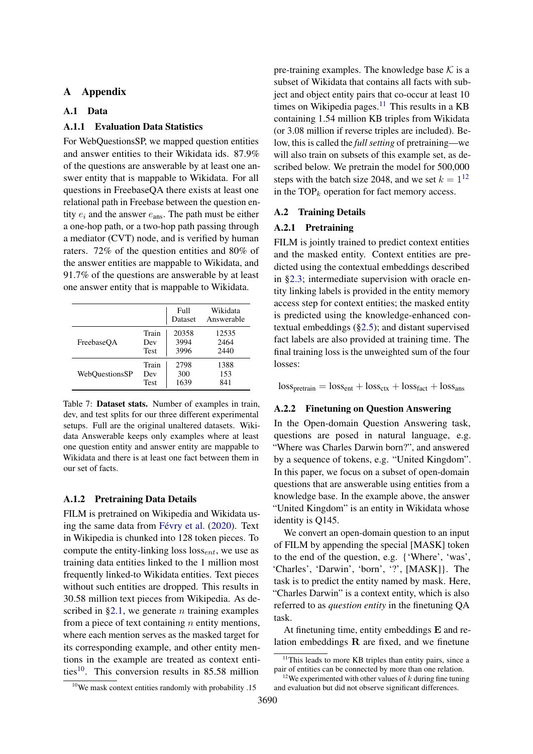# A Appendix

## A.1 Data

### A.1.1 Evaluation Data Statistics

For WebQuestionsSP, we mapped question entities and answer entities to their Wikidata ids. 87.9% of the questions are answerable by at least one answer entity that is mappable to Wikidata. For all questions in FreebaseQA there exists at least one relational path in Freebase between the question entity $e_i$ and the answer $e_{\text{ans}}$. The path must be either a one-hop path, or a two-hop path passing through a mediator (CVT) node, and is verified by human raters. 72% of the question entities and 80% of the answer entities are mappable to Wikidata, and 91.7% of the questions are answerable by at least one answer entity that is mappable to Wikidata.

| | | Full Dataset | Wikidata Answerable |
|---|---|---|---|
| FreebaseQA | Train | 20358 | 12535 |
| | Dev | 3994 | 2464 |
| | Test | 3996 | 2440 |
| WebQuestionsSP | Train | 2798 | 1388 |
| | Dev | 300 | 153 |
| | Test | 1639 | 841 |

Table 7: **Dataset stats.** Number of examples in train, dev, and test splits for our three different experimental setups. Full are the original unaltered datasets. Wikidata Answerable keeps only examples where at least one question entity and answer entity are mappable to Wikidata and there is at least one fact between them in our set of facts.

### A.1.2 Pretraining Data Details

FILM is pretrained on Wikipedia and Wikidata using the same data from Févry et al. (2020). Text in Wikipedia is chunked into 128 token pieces. To compute the entity-linking loss $\text{loss}_{ent}$, we use as training data entities linked to the 1 million most frequently linked-to Wikidata entities. Text pieces without such entities are dropped. This results in 30.58 million text pieces from Wikipedia. As described in §2.1, we generate $n$ training examples from a piece of text containing $n$ entity mentions, where each mention serves as the masked target for its corresponding example, and other entity mentions in the example are treated as context entities[10]. This conversion results in 85.58 million pre-training examples. The knowledge base $\mathcal{K}$ is a subset of Wikidata that contains all facts with subject and object entity pairs that co-occur at least 10 times on Wikipedia pages.[11] This results in a KB containing 1.54 million KB triples from Wikidata (or 3.08 million if reverse triples are included). Below, this is called the *full setting* of pretraining—we will also train on subsets of this example set, as described below. We pretrain the model for 500,000 steps with the batch size 2048, and we set $k = 1$[12] in the $\text{TOP}_k$ operation for fact memory access.

## A.2 Training Details

### A.2.1 Pretraining

FILM is jointly trained to predict context entities and the masked entity. Context entities are predicted using the contextual embeddings described in §2.3; intermediate supervision with oracle entity linking labels is provided in the entity memory access step for context entities; the masked entity is predicted using the knowledge-enhanced contextual embeddings (§2.5); and distant supervised fact labels are also provided at training time. The final training loss is the unweighted sum of the four losses:

$$\text{loss}_{\text{pretrain}} = \text{loss}_{\text{ent}} + \text{loss}_{\text{ctx}} + \text{loss}_{\text{fact}} + \text{loss}_{\text{ans}}$$

### A.2.2 Finetuning on Question Answering

In the Open-domain Question Answering task, questions are posed in natural language, e.g. "Where was Charles Darwin born?", and answered by a sequence of tokens, e.g. "United Kingdom". In this paper, we focus on a subset of open-domain questions that are answerable using entities from a knowledge base. In the example above, the answer "United Kingdom" is an entity in Wikidata whose identity is Q145.

We convert an open-domain question to an input of FILM by appending the special [MASK] token to the end of the question, e.g. {'Where', 'was', 'Charles', 'Darwin', 'born', '?', [MASK]}. The task is to predict the entity named by mask. Here, "Charles Darwin" is a context entity, which is also referred to as *question entity* in the finetuning QA task.

At finetuning time, entity embeddings $\mathbf{E}$ and relation embeddings $\mathbf{R}$ are fixed, and we finetune

[10] We mask context entities randomly with probability .15

[11] This leads to more KB triples than entity pairs, since a pair of entities can be connected by more than one relation.

[12] We experimented with other values of $k$ during fine tuning and evaluation but did not observe significant differences.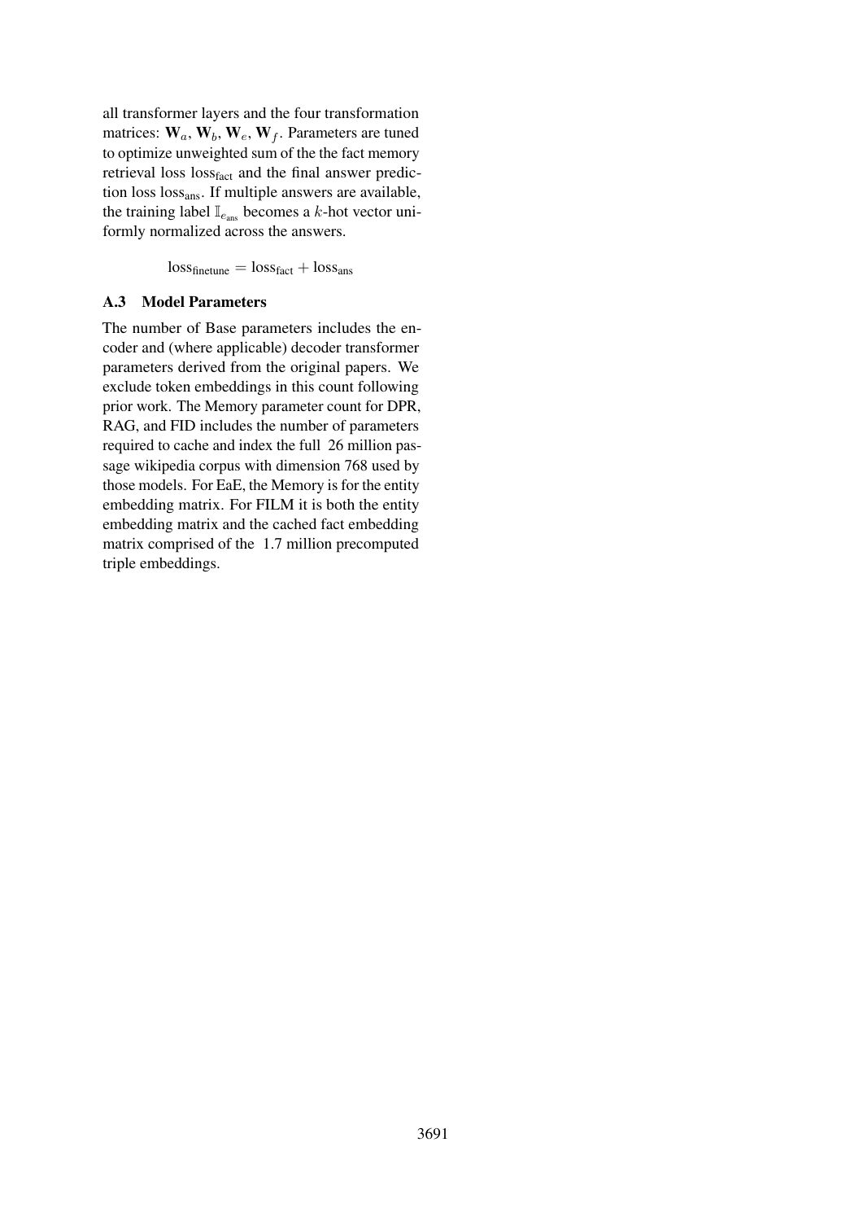all transformer layers and the four transformation matrices: $\mathbf{W}_a, \mathbf{W}_b, \mathbf{W}_e, \mathbf{W}_f$. Parameters are tuned to optimize unweighted sum of the the fact memory retrieval loss $\text{loss}_{\text{fact}}$ and the final answer prediction loss $\text{loss}_{\text{ans}}$. If multiple answers are available, the training label $\mathbb{I}_{e_{\text{ans}}}$ becomes a $k$-hot vector uniformly normalized across the answers.

$$\text{loss}_{\text{finetune}} = \text{loss}_{\text{fact}} + \text{loss}_{\text{ans}}$$

### A.3 Model Parameters

The number of Base parameters includes the encoder and (where applicable) decoder transformer parameters derived from the original papers. We exclude token embeddings in this count following prior work. The Memory parameter count for DPR, RAG, and FID includes the number of parameters required to cache and index the full 26 million passage wikipedia corpus with dimension 768 used by those models. For EaE, the Memory is for the entity embedding matrix. For FILM it is both the entity embedding matrix and the cached fact embedding matrix comprised of the 1.7 million precomputed triple embeddings.